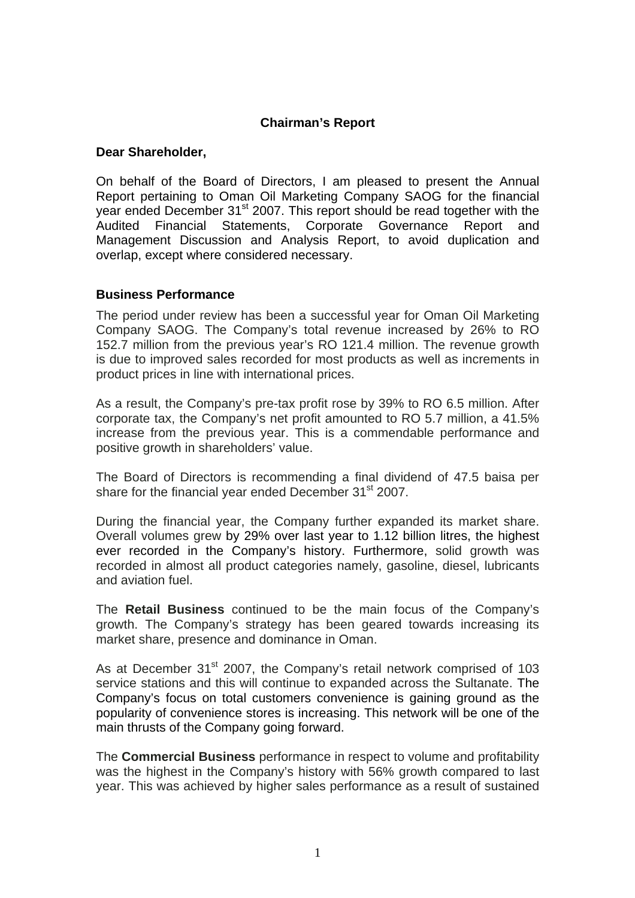## Chairman's Report

**Dear Shareholder,**

On behalf of the Board of Directors, I am pleased to present the Annual Report pertaining to Oman Oil Marketing Company SAOG for the financial year ended December 31st 2007. This report should be read together with the Audited Financial Statements, Corporate Governance Report and Management Discussion and Analysis Report, to avoid duplication and overlap, except where considered necessary.

### Business Performance

The period under review has been a successful year for Oman Oil Marketing Company SAOG. The Company's total revenue increased by 26% to RO 152.7 million from the previous year's RO 121.4 million. The revenue growth is due to improved sales recorded for most products as well as increments in product prices in line with international prices.

As a result, the Company's pre-tax profit rose by 39% to RO 6.5 million. After corporate tax, the Company's net profit amounted to RO 5.7 million, a 41.5% increase from the previous year. This is a commendable performance and positive growth in shareholders' value.

The Board of Directors is recommending a final dividend of 47.5 baisa per share for the financial year ended December 31st 2007.

During the financial year, the Company further expanded its market share. Overall volumes grew by 29% over last year to 1.12 billion litres, the highest ever recorded in the Company's history. Furthermore, solid growth was recorded in almost all product categories namely, gasoline, diesel, lubricants and aviation fuel.

The **Retail Business** continued to be the main focus of the Company's growth. The Company's strategy has been geared towards increasing its market share, presence and dominance in Oman.

As at December 31st 2007, the Company's retail network comprised of 103 service stations and this will continue to expanded across the Sultanate. The Company's focus on total customers convenience is gaining ground as the popularity of convenience stores is increasing. This network will be one of the main thrusts of the Company going forward.

The **Commercial Business** performance in respect to volume and profitability was the highest in the Company's history with 56% growth compared to last year. This was achieved by higher sales performance as a result of sustained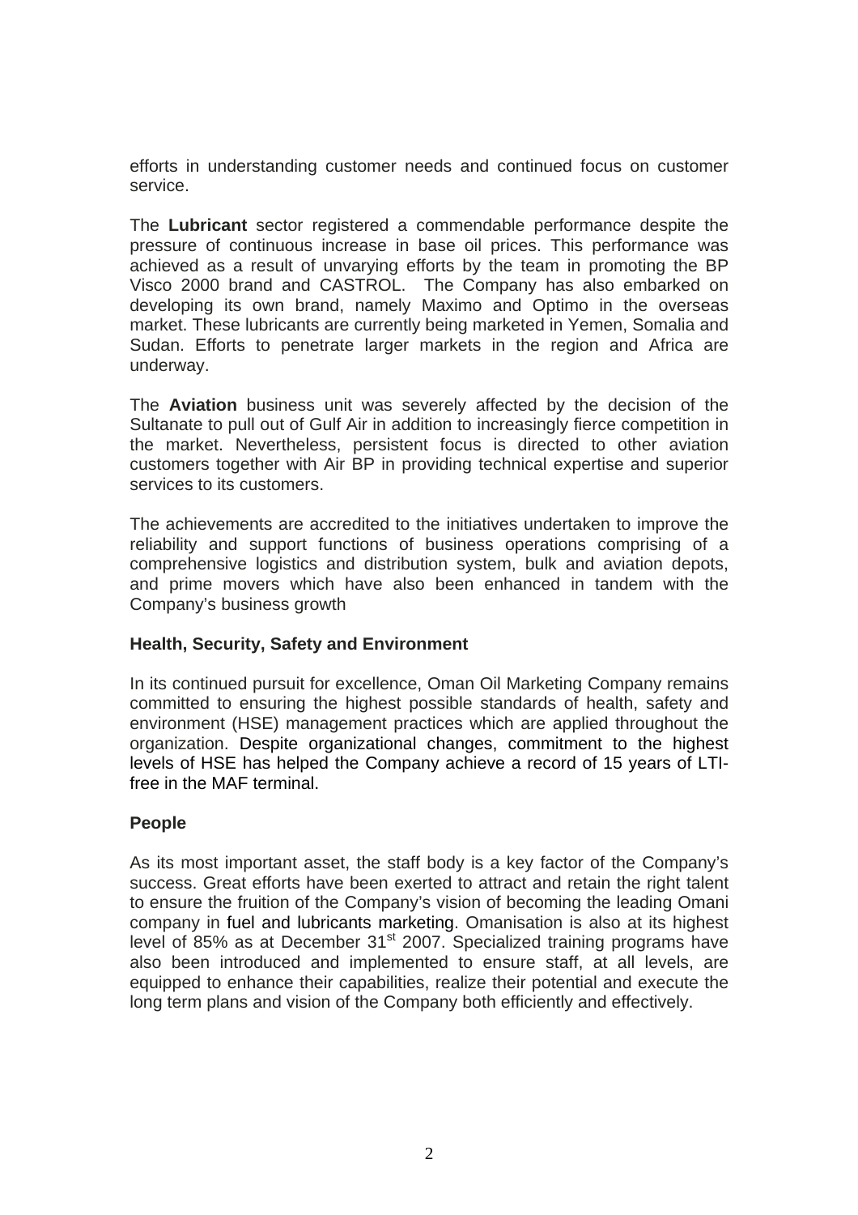efforts in understanding customer needs and continued focus on customer service.

The **Lubricant** sector registered a commendable performance despite the pressure of continuous increase in base oil prices. This performance was achieved as a result of unvarying efforts by the team in promoting the BP Visco 2000 brand and CASTROL. The Company has also embarked on developing its own brand, namely Maximo and Optimo in the overseas market. These lubricants are currently being marketed in Yemen, Somalia and Sudan. Efforts to penetrate larger markets in the region and Africa are underway.

The **Aviation** business unit was severely affected by the decision of the Sultanate to pull out of Gulf Air in addition to increasingly fierce competition in the market. Nevertheless, persistent focus is directed to other aviation customers together with Air BP in providing technical expertise and superior services to its customers.

The achievements are accredited to the initiatives undertaken to improve the reliability and support functions of business operations comprising of a comprehensive logistics and distribution system, bulk and aviation depots, and prime movers which have also been enhanced in tandem with the Company's business growth

**Health, Security, Safety and Environment**

In its continued pursuit for excellence, Oman Oil Marketing Company remains committed to ensuring the highest possible standards of health, safety and environment (HSE) management practices which are applied throughout the organization. Despite organizational changes, commitment to the highest levels of HSE has helped the Company achieve a record of 15 years of LTI-free in the MAF terminal.

**People**

As its most important asset, the staff body is a key factor of the Company's success. Great efforts have been exerted to attract and retain the right talent to ensure the fruition of the Company's vision of becoming the leading Omani company in fuel and lubricants marketing. Omanisation is also at its highest level of 85% as at December 31st 2007. Specialized training programs have also been introduced and implemented to ensure staff, at all levels, are equipped to enhance their capabilities, realize their potential and execute the long term plans and vision of the Company both efficiently and effectively.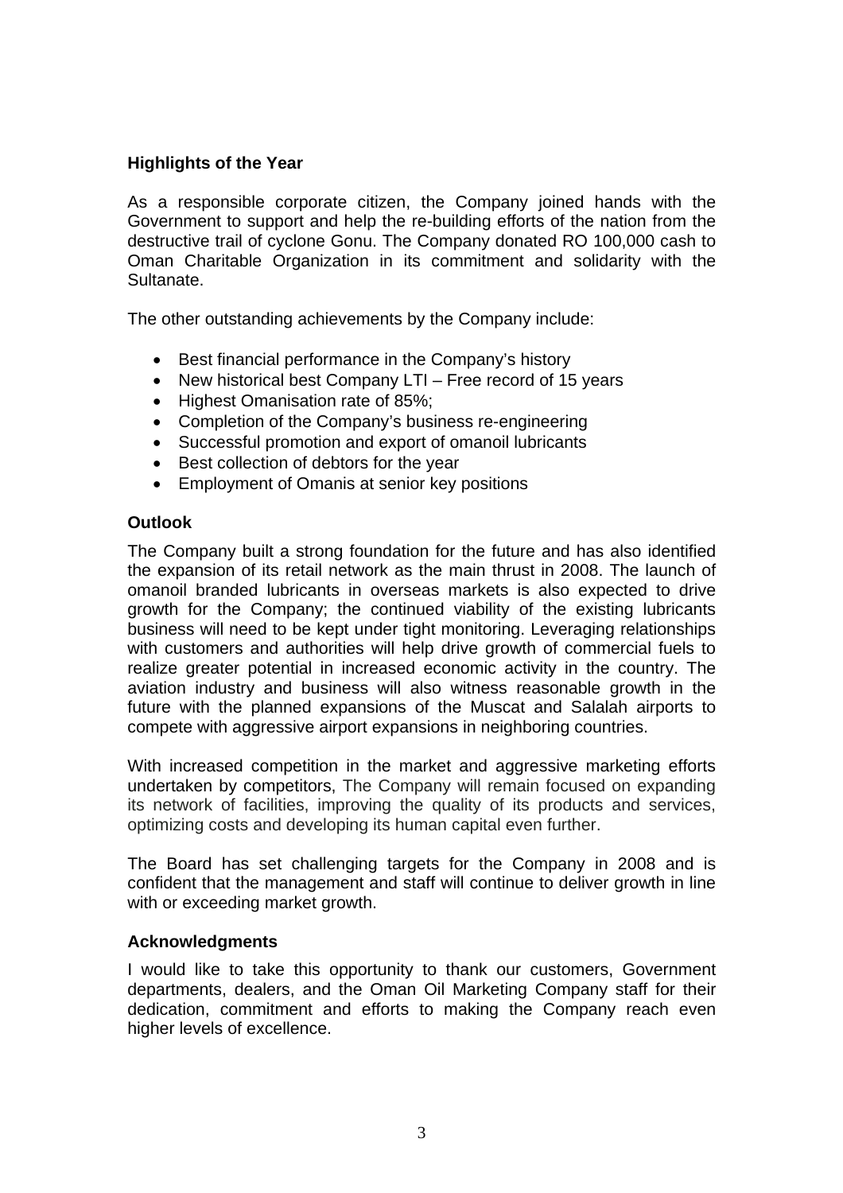## Highlights of the Year

As a responsible corporate citizen, the Company joined hands with the Government to support and help the re-building efforts of the nation from the destructive trail of cyclone Gonu. The Company donated RO 100,000 cash to Oman Charitable Organization in its commitment and solidarity with the Sultanate.

The other outstanding achievements by the Company include:

- Best financial performance in the Company's history
- New historical best Company LTI – Free record of 15 years
- Highest Omanisation rate of 85%;
- Completion of the Company's business re-engineering
- Successful promotion and export of omanoil lubricants
- Best collection of debtors for the year
- Employment of Omanis at senior key positions

## Outlook

The Company built a strong foundation for the future and has also identified the expansion of its retail network as the main thrust in 2008. The launch of omanoil branded lubricants in overseas markets is also expected to drive growth for the Company; the continued viability of the existing lubricants business will need to be kept under tight monitoring. Leveraging relationships with customers and authorities will help drive growth of commercial fuels to realize greater potential in increased economic activity in the country. The aviation industry and business will also witness reasonable growth in the future with the planned expansions of the Muscat and Salalah airports to compete with aggressive airport expansions in neighboring countries.

With increased competition in the market and aggressive marketing efforts undertaken by competitors, The Company will remain focused on expanding its network of facilities, improving the quality of its products and services, optimizing costs and developing its human capital even further.

The Board has set challenging targets for the Company in 2008 and is confident that the management and staff will continue to deliver growth in line with or exceeding market growth.

## Acknowledgments

I would like to take this opportunity to thank our customers, Government departments, dealers, and the Oman Oil Marketing Company staff for their dedication, commitment and efforts to making the Company reach even higher levels of excellence.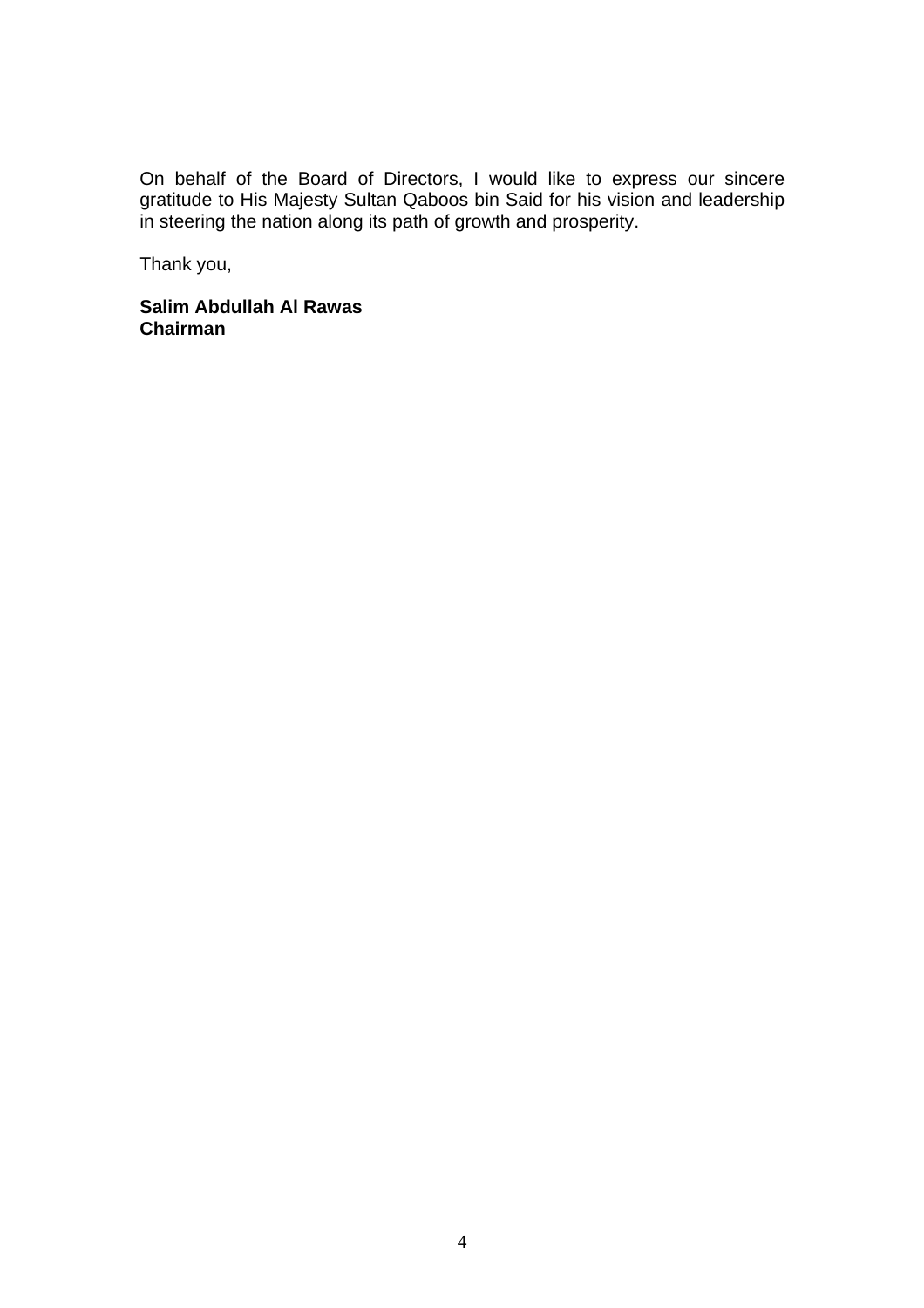On behalf of the Board of Directors, I would like to express our sincere gratitude to His Majesty Sultan Qaboos bin Said for his vision and leadership in steering the nation along its path of growth and prosperity.

Thank you,

**Salim Abdullah Al Rawas**
**Chairman**